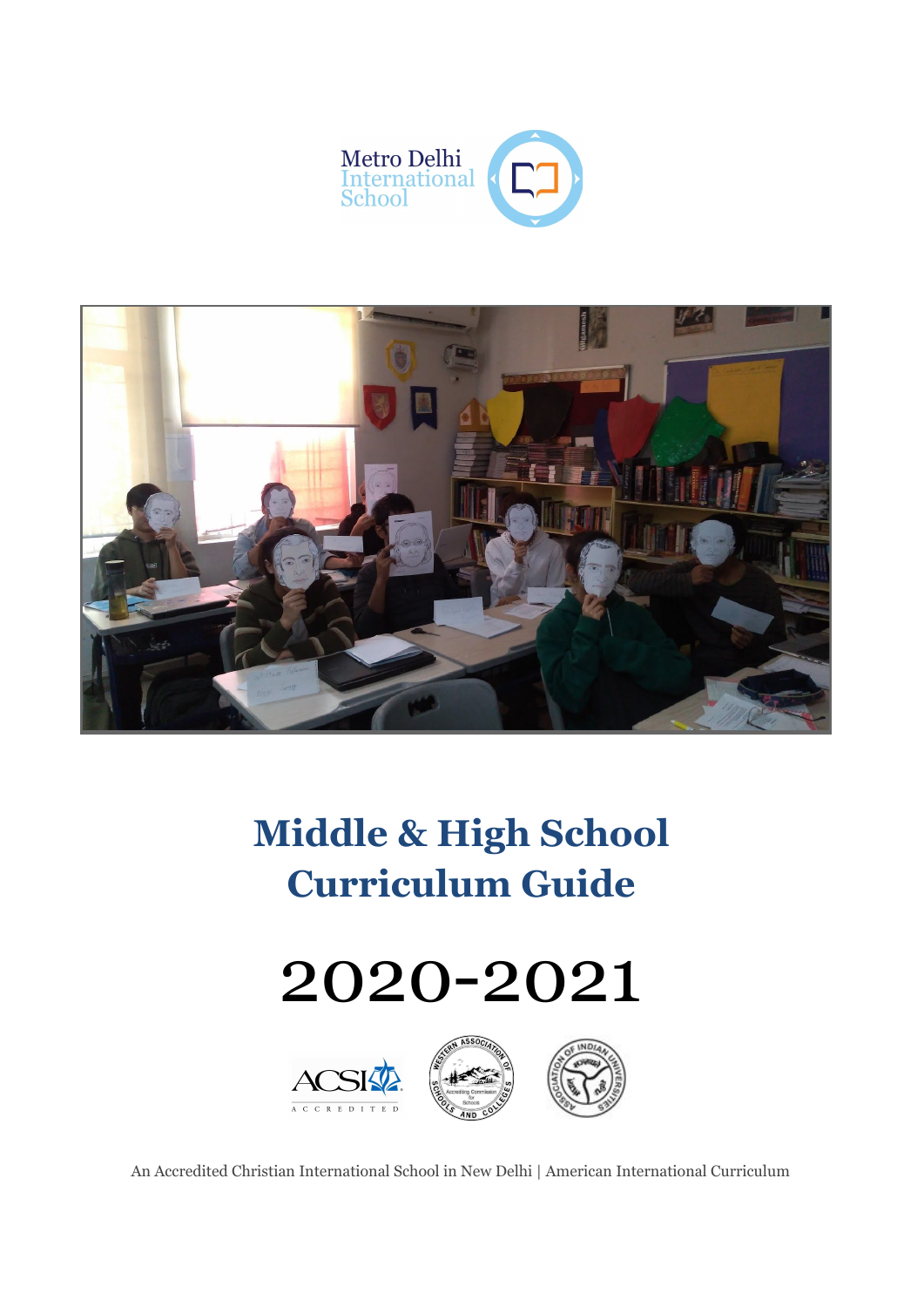Metro Delhi International School

# Middle & High School Curriculum Guide

# 2020-2021

ACSI ACCREDITED

An Accredited Christian International School in New Delhi | American International Curriculum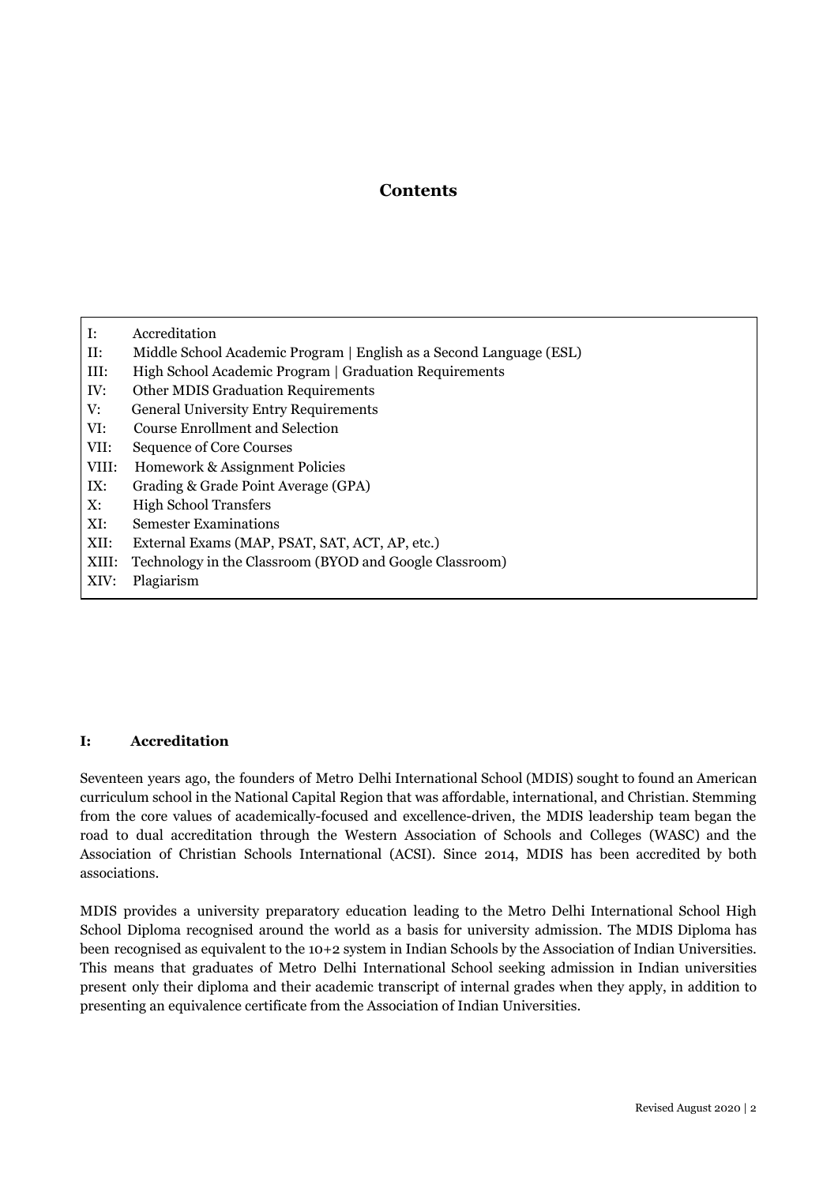## Contents

| | |
|---|---|
| I: | Accreditation |
| II: | Middle School Academic Program \| English as a Second Language (ESL) |
| III: | High School Academic Program \| Graduation Requirements |
| IV: | Other MDIS Graduation Requirements |
| V: | General University Entry Requirements |
| VI: | Course Enrollment and Selection |
| VII: | Sequence of Core Courses |
| VIII: | Homework & Assignment Policies |
| IX: | Grading & Grade Point Average (GPA) |
| X: | High School Transfers |
| XI: | Semester Examinations |
| XII: | External Exams (MAP, PSAT, SAT, ACT, AP, etc.) |
| XIII: | Technology in the Classroom (BYOD and Google Classroom) |
| XIV: | Plagiarism |

### I: Accreditation

Seventeen years ago, the founders of Metro Delhi International School (MDIS) sought to found an American curriculum school in the National Capital Region that was affordable, international, and Christian. Stemming from the core values of academically-focused and excellence-driven, the MDIS leadership team began the road to dual accreditation through the Western Association of Schools and Colleges (WASC) and the Association of Christian Schools International (ACSI). Since 2014, MDIS has been accredited by both associations.

MDIS provides a university preparatory education leading to the Metro Delhi International School High School Diploma recognised around the world as a basis for university admission. The MDIS Diploma has been recognised as equivalent to the 10+2 system in Indian Schools by the Association of Indian Universities. This means that graduates of Metro Delhi International School seeking admission in Indian universities present only their diploma and their academic transcript of internal grades when they apply, in addition to presenting an equivalence certificate from the Association of Indian Universities.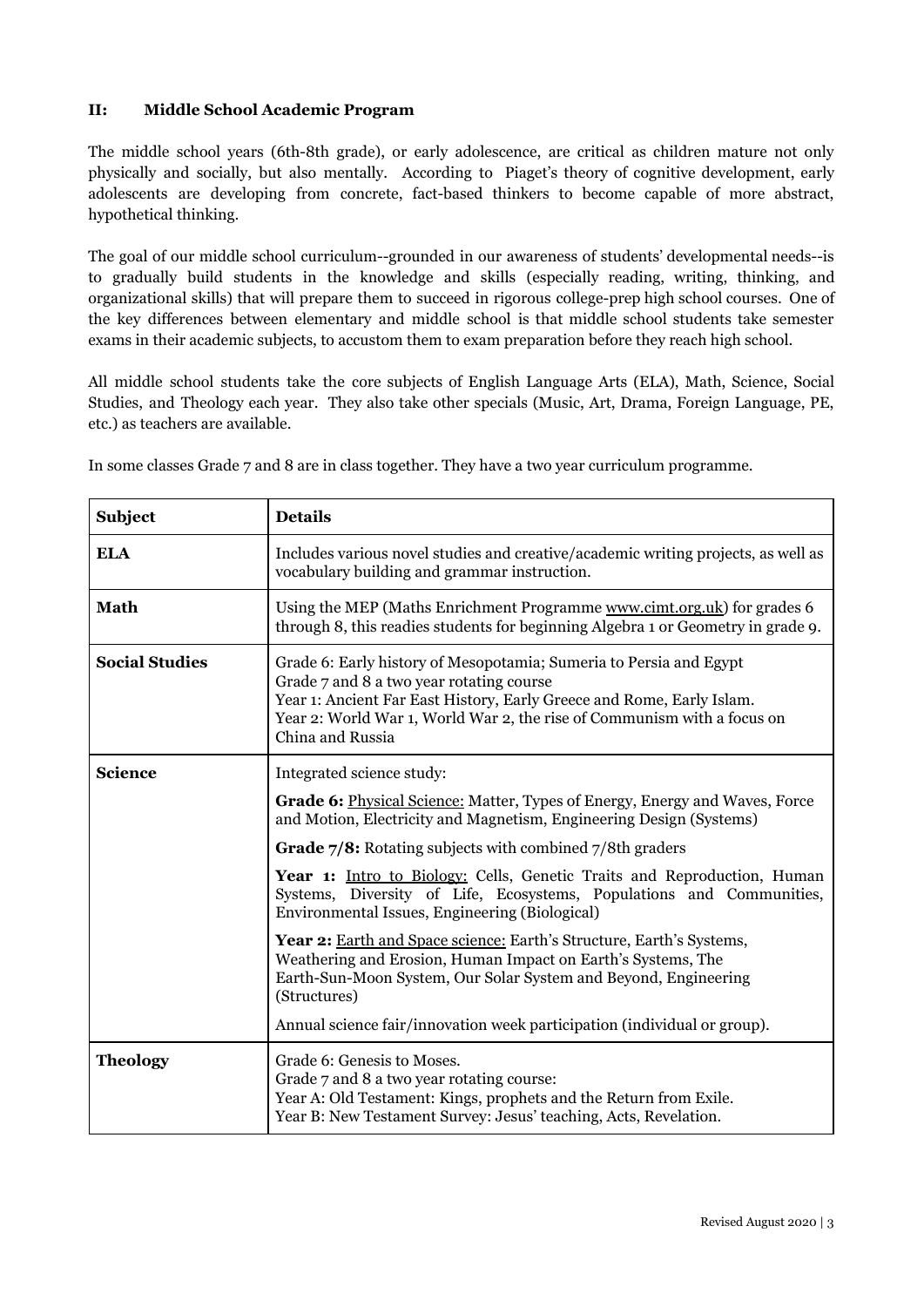## II: Middle School Academic Program

The middle school years (6th-8th grade), or early adolescence, are critical as children mature not only physically and socially, but also mentally. According to Piaget's theory of cognitive development, early adolescents are developing from concrete, fact-based thinkers to become capable of more abstract, hypothetical thinking.

The goal of our middle school curriculum--grounded in our awareness of students' developmental needs--is to gradually build students in the knowledge and skills (especially reading, writing, thinking, and organizational skills) that will prepare them to succeed in rigorous college-prep high school courses. One of the key differences between elementary and middle school is that middle school students take semester exams in their academic subjects, to accustom them to exam preparation before they reach high school.

All middle school students take the core subjects of English Language Arts (ELA), Math, Science, Social Studies, and Theology each year. They also take other specials (Music, Art, Drama, Foreign Language, PE, etc.) as teachers are available.

In some classes Grade 7 and 8 are in class together. They have a two year curriculum programme.

| Subject | Details |
|---|---|
| **ELA** | Includes various novel studies and creative/academic writing projects, as well as vocabulary building and grammar instruction. |
| **Math** | Using the MEP (Maths Enrichment Programme www.cimt.org.uk) for grades 6 through 8, this readies students for beginning Algebra 1 or Geometry in grade 9. |
| **Social Studies** | Grade 6: Early history of Mesopotamia; Sumeria to Persia and Egypt<br>Grade 7 and 8 a two year rotating course<br>Year 1: Ancient Far East History, Early Greece and Rome, Early Islam.<br>Year 2: World War 1, World War 2, the rise of Communism with a focus on China and Russia |
| **Science** | Integrated science study:<br>**Grade 6:** Physical Science: Matter, Types of Energy, Energy and Waves, Force and Motion, Electricity and Magnetism, Engineering Design (Systems)<br>**Grade 7/8:** Rotating subjects with combined 7/8th graders<br>**Year 1:** Intro to Biology: Cells, Genetic Traits and Reproduction, Human Systems, Diversity of Life, Ecosystems, Populations and Communities, Environmental Issues, Engineering (Biological)<br>**Year 2:** Earth and Space science: Earth's Structure, Earth's Systems, Weathering and Erosion, Human Impact on Earth's Systems, The Earth-Sun-Moon System, Our Solar System and Beyond, Engineering (Structures)<br>Annual science fair/innovation week participation (individual or group). |
| **Theology** | Grade 6: Genesis to Moses.<br>Grade 7 and 8 a two year rotating course:<br>Year A: Old Testament: Kings, prophets and the Return from Exile.<br>Year B: New Testament Survey: Jesus' teaching, Acts, Revelation. |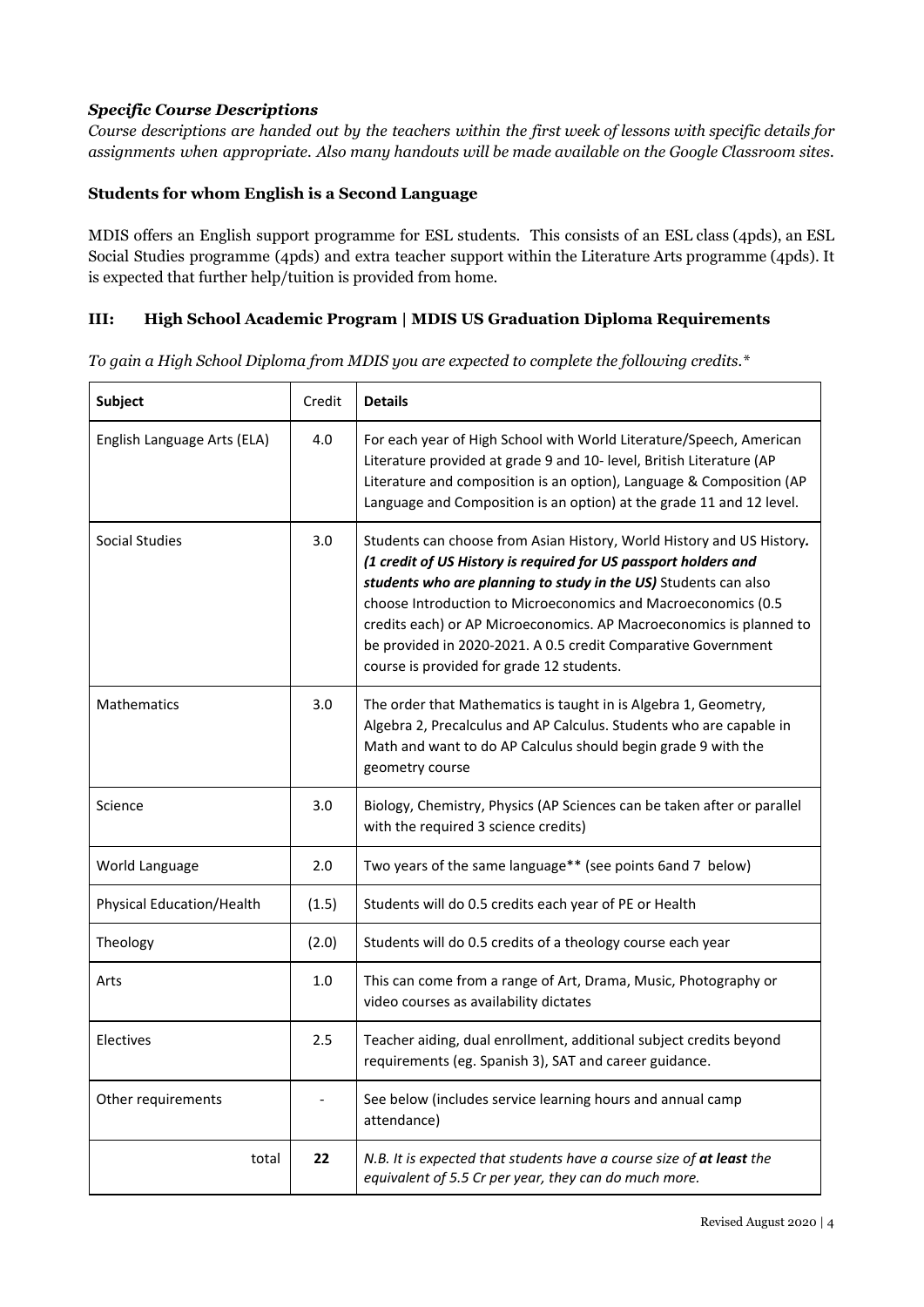### *Specific Course Descriptions*

*Course descriptions are handed out by the teachers within the first week of lessons with specific details for assignments when appropriate. Also many handouts will be made available on the Google Classroom sites.*

### **Students for whom English is a Second Language**

MDIS offers an English support programme for ESL students. This consists of an ESL class (4pds), an ESL Social Studies programme (4pds) and extra teacher support within the Literature Arts programme (4pds). It is expected that further help/tuition is provided from home.

## **III: High School Academic Program | MDIS US Graduation Diploma Requirements**

*To gain a High School Diploma from MDIS you are expected to complete the following credits.\**

| **Subject** | Credit | **Details** |
|---|---|---|
| English Language Arts (ELA) | 4.0 | For each year of High School with World Literature/Speech, American Literature provided at grade 9 and 10- level, British Literature (AP Literature and composition is an option), Language & Composition (AP Language and Composition is an option) at the grade 11 and 12 level. |
| Social Studies | 3.0 | Students can choose from Asian History, World History and US History***. (1 credit of US History is required for US passport holders and students who are planning to study in the US)*** Students can also choose Introduction to Microeconomics and Macroeconomics (0.5 credits each) or AP Microeconomics. AP Macroeconomics is planned to be provided in 2020-2021. A 0.5 credit Comparative Government course is provided for grade 12 students. |
| Mathematics | 3.0 | The order that Mathematics is taught in is Algebra 1, Geometry, Algebra 2, Precalculus and AP Calculus. Students who are capable in Math and want to do AP Calculus should begin grade 9 with the geometry course |
| Science | 3.0 | Biology, Chemistry, Physics (AP Sciences can be taken after or parallel with the required 3 science credits) |
| World Language | 2.0 | Two years of the same language** (see points 6and 7 below) |
| Physical Education/Health | (1.5) | Students will do 0.5 credits each year of PE or Health |
| Theology | (2.0) | Students will do 0.5 credits of a theology course each year |
| Arts | 1.0 | This can come from a range of Art, Drama, Music, Photography or video courses as availability dictates |
| Electives | 2.5 | Teacher aiding, dual enrollment, additional subject credits beyond requirements (eg. Spanish 3), SAT and career guidance. |
| Other requirements | - | See below (includes service learning hours and annual camp attendance) |
| total | **22** | *N.B. It is expected that students have a course size of **at least** the equivalent of 5.5 Cr per year, they can do much more.* |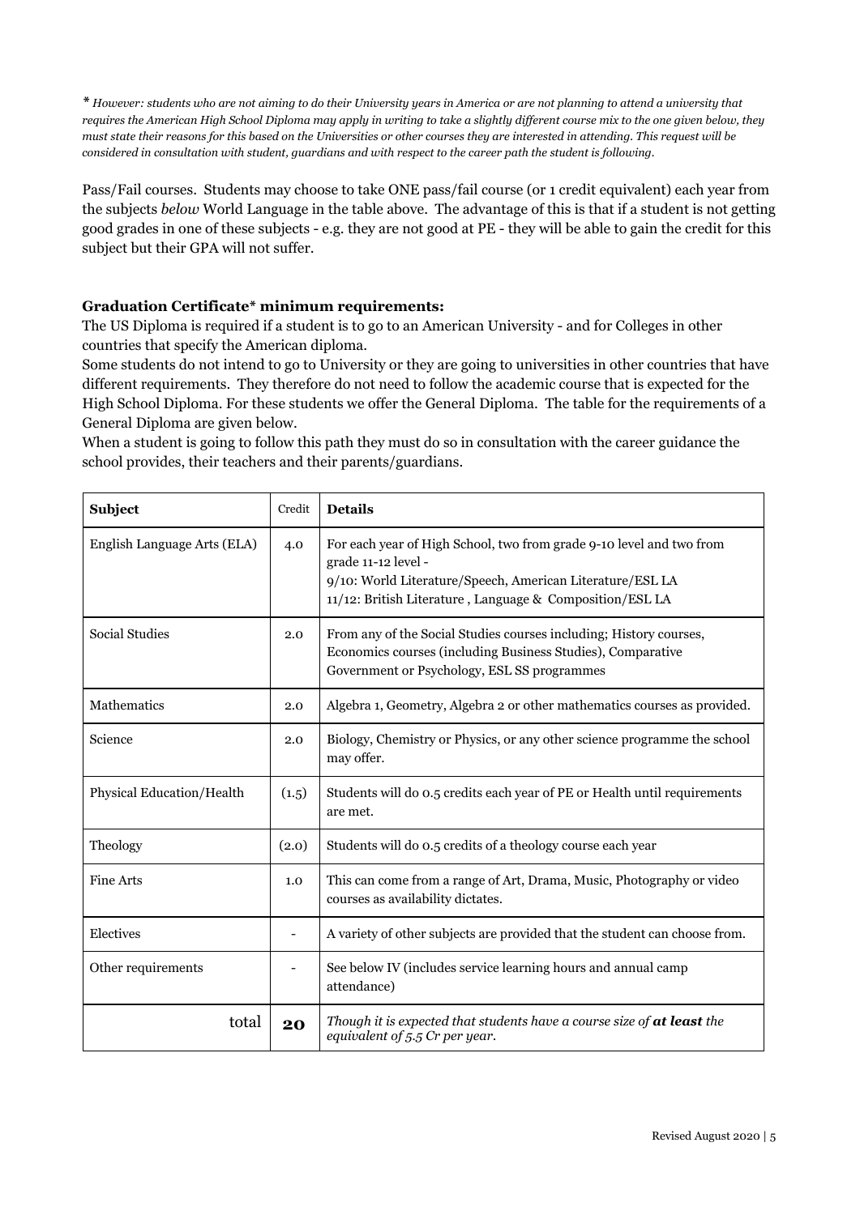*\* However: students who are not aiming to do their University years in America or are not planning to attend a university that requires the American High School Diploma may apply in writing to take a slightly different course mix to the one given below, they must state their reasons for this based on the Universities or other courses they are interested in attending. This request will be considered in consultation with student, guardians and with respect to the career path the student is following.*

Pass/Fail courses. Students may choose to take ONE pass/fail course (or 1 credit equivalent) each year from the subjects *below* World Language in the table above. The advantage of this is that if a student is not getting good grades in one of these subjects - e.g. they are not good at PE - they will be able to gain the credit for this subject but their GPA will not suffer.

**Graduation Certificate\* minimum requirements:**

The US Diploma is required if a student is to go to an American University - and for Colleges in other countries that specify the American diploma.

Some students do not intend to go to University or they are going to universities in other countries that have different requirements. They therefore do not need to follow the academic course that is expected for the High School Diploma. For these students we offer the General Diploma. The table for the requirements of a General Diploma are given below.

When a student is going to follow this path they must do so in consultation with the career guidance the school provides, their teachers and their parents/guardians.

| **Subject** | Credit | **Details** |
|---|---|---|
| English Language Arts (ELA) | 4.0 | For each year of High School, two from grade 9-10 level and two from grade 11-12 level - 9/10: World Literature/Speech, American Literature/ESL LA 11/12: British Literature , Language & Composition/ESL LA |
| Social Studies | 2.0 | From any of the Social Studies courses including; History courses, Economics courses (including Business Studies), Comparative Government or Psychology, ESL SS programmes |
| Mathematics | 2.0 | Algebra 1, Geometry, Algebra 2 or other mathematics courses as provided. |
| Science | 2.0 | Biology, Chemistry or Physics, or any other science programme the school may offer. |
| Physical Education/Health | (1.5) | Students will do 0.5 credits each year of PE or Health until requirements are met. |
| Theology | (2.0) | Students will do 0.5 credits of a theology course each year |
| Fine Arts | 1.0 | This can come from a range of Art, Drama, Music, Photography or video courses as availability dictates. |
| Electives | - | A variety of other subjects are provided that the student can choose from. |
| Other requirements | - | See below IV (includes service learning hours and annual camp attendance) |
| total | **20** | *Though it is expected that students have a course size of **at least** the equivalent of 5.5 Cr per year.* |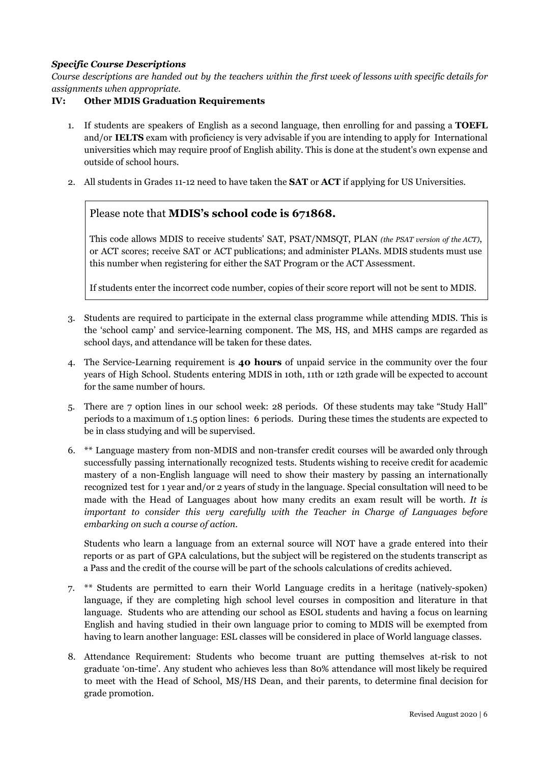***Specific Course Descriptions***

*Course descriptions are handed out by the teachers within the first week of lessons with specific details for assignments when appropriate.*

## IV: Other MDIS Graduation Requirements

1. If students are speakers of English as a second language, then enrolling for and passing a **TOEFL** and/or **IELTS** exam with proficiency is very advisable if you are intending to apply for International universities which may require proof of English ability. This is done at the student's own expense and outside of school hours.

2. All students in Grades 11-12 need to have taken the **SAT** or **ACT** if applying for US Universities.

> Please note that **MDIS's school code is 671868.**
>
> This code allows MDIS to receive students' SAT, PSAT/NMSQT, PLAN *(the PSAT version of the ACT)*, or ACT scores; receive SAT or ACT publications; and administer PLANs. MDIS students must use this number when registering for either the SAT Program or the ACT Assessment.
>
> If students enter the incorrect code number, copies of their score report will not be sent to MDIS.

3. Students are required to participate in the external class programme while attending MDIS. This is the 'school camp' and service-learning component. The MS, HS, and MHS camps are regarded as school days, and attendance will be taken for these dates.

4. The Service-Learning requirement is **40 hours** of unpaid service in the community over the four years of High School. Students entering MDIS in 10th, 11th or 12th grade will be expected to account for the same number of hours.

5. There are 7 option lines in our school week: 28 periods. Of these students may take "Study Hall" periods to a maximum of 1.5 option lines: 6 periods. During these times the students are expected to be in class studying and will be supervised.

6. ** Language mastery from non-MDIS and non-transfer credit courses will be awarded only through successfully passing internationally recognized tests. Students wishing to receive credit for academic mastery of a non-English language will need to show their mastery by passing an internationally recognized test for 1 year and/or 2 years of study in the language. Special consultation will need to be made with the Head of Languages about how many credits an exam result will be worth. *It is important to consider this very carefully with the Teacher in Charge of Languages before embarking on such a course of action.*

   Students who learn a language from an external source will NOT have a grade entered into their reports or as part of GPA calculations, but the subject will be registered on the students transcript as a Pass and the credit of the course will be part of the schools calculations of credits achieved.

7. ** Students are permitted to earn their World Language credits in a heritage (natively-spoken) language, if they are completing high school level courses in composition and literature in that language. Students who are attending our school as ESOL students and having a focus on learning English and having studied in their own language prior to coming to MDIS will be exempted from having to learn another language: ESL classes will be considered in place of World language classes.

8. Attendance Requirement: Students who become truant are putting themselves at-risk to not graduate 'on-time'. Any student who achieves less than 80% attendance will most likely be required to meet with the Head of School, MS/HS Dean, and their parents, to determine final decision for grade promotion.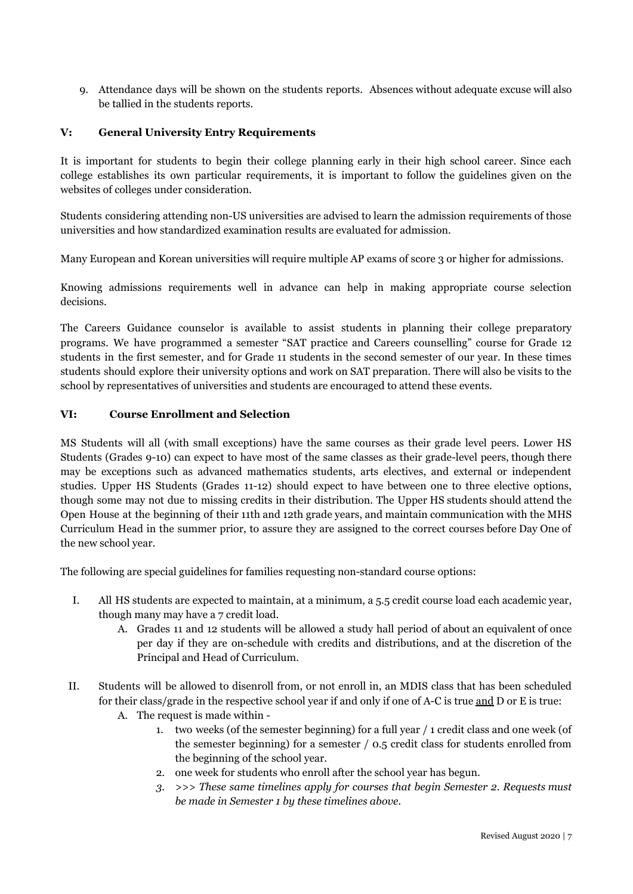9. Attendance days will be shown on the students reports. Absences without adequate excuse will also be tallied in the students reports.

## V: General University Entry Requirements

It is important for students to begin their college planning early in their high school career. Since each college establishes its own particular requirements, it is important to follow the guidelines given on the websites of colleges under consideration.

Students considering attending non-US universities are advised to learn the admission requirements of those universities and how standardized examination results are evaluated for admission.

Many European and Korean universities will require multiple AP exams of score 3 or higher for admissions.

Knowing admissions requirements well in advance can help in making appropriate course selection decisions.

The Careers Guidance counselor is available to assist students in planning their college preparatory programs. We have programmed a semester "SAT practice and Careers counselling" course for Grade 12 students in the first semester, and for Grade 11 students in the second semester of our year. In these times students should explore their university options and work on SAT preparation. There will also be visits to the school by representatives of universities and students are encouraged to attend these events.

## VI: Course Enrollment and Selection

MS Students will all (with small exceptions) have the same courses as their grade level peers. Lower HS Students (Grades 9-10) can expect to have most of the same classes as their grade-level peers, though there may be exceptions such as advanced mathematics students, arts electives, and external or independent studies. Upper HS Students (Grades 11-12) should expect to have between one to three elective options, though some may not due to missing credits in their distribution. The Upper HS students should attend the Open House at the beginning of their 11th and 12th grade years, and maintain communication with the MHS Curriculum Head in the summer prior, to assure they are assigned to the correct courses before Day One of the new school year.

The following are special guidelines for families requesting non-standard course options:

I. All HS students are expected to maintain, at a minimum, a 5.5 credit course load each academic year, though many may have a 7 credit load.
   - A. Grades 11 and 12 students will be allowed a study hall period of about an equivalent of once per day if they are on-schedule with credits and distributions, and at the discretion of the Principal and Head of Curriculum.

II. Students will be allowed to disenroll from, or not enroll in, an MDIS class that has been scheduled for their class/grade in the respective school year if and only if one of A-C is true <u>and</u> D or E is true:
   - A. The request is made within -
     1. two weeks (of the semester beginning) for a full year / 1 credit class and one week (of the semester beginning) for a semester / 0.5 credit class for students enrolled from the beginning of the school year.
     2. one week for students who enroll after the school year has begun.
     3. *>>> These same timelines apply for courses that begin Semester 2. Requests must be made in Semester 1 by these timelines above.*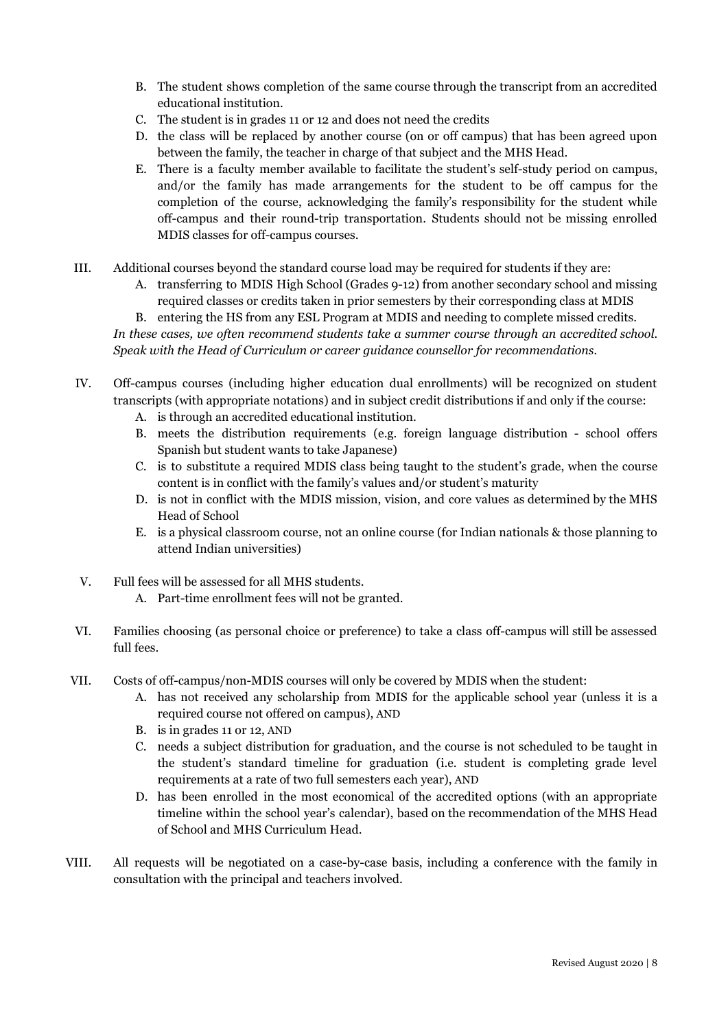B. The student shows completion of the same course through the transcript from an accredited educational institution.
C. The student is in grades 11 or 12 and does not need the credits
D. the class will be replaced by another course (on or off campus) that has been agreed upon between the family, the teacher in charge of that subject and the MHS Head.
E. There is a faculty member available to facilitate the student's self-study period on campus, and/or the family has made arrangements for the student to be off campus for the completion of the course, acknowledging the family's responsibility for the student while off-campus and their round-trip transportation. Students should not be missing enrolled MDIS classes for off-campus courses.

III. Additional courses beyond the standard course load may be required for students if they are:
  A. transferring to MDIS High School (Grades 9-12) from another secondary school and missing required classes or credits taken in prior semesters by their corresponding class at MDIS
  B. entering the HS from any ESL Program at MDIS and needing to complete missed credits.

*In these cases, we often recommend students take a summer course through an accredited school. Speak with the Head of Curriculum or career guidance counsellor for recommendations.*

IV. Off-campus courses (including higher education dual enrollments) will be recognized on student transcripts (with appropriate notations) and in subject credit distributions if and only if the course:
  A. is through an accredited educational institution.
  B. meets the distribution requirements (e.g. foreign language distribution - school offers Spanish but student wants to take Japanese)
  C. is to substitute a required MDIS class being taught to the student's grade, when the course content is in conflict with the family's values and/or student's maturity
  D. is not in conflict with the MDIS mission, vision, and core values as determined by the MHS Head of School
  E. is a physical classroom course, not an online course (for Indian nationals & those planning to attend Indian universities)

V. Full fees will be assessed for all MHS students.
  A. Part-time enrollment fees will not be granted.

VI. Families choosing (as personal choice or preference) to take a class off-campus will still be assessed full fees.

VII. Costs of off-campus/non-MDIS courses will only be covered by MDIS when the student:
  A. has not received any scholarship from MDIS for the applicable school year (unless it is a required course not offered on campus), AND
  B. is in grades 11 or 12, AND
  C. needs a subject distribution for graduation, and the course is not scheduled to be taught in the student's standard timeline for graduation (i.e. student is completing grade level requirements at a rate of two full semesters each year), AND
  D. has been enrolled in the most economical of the accredited options (with an appropriate timeline within the school year's calendar), based on the recommendation of the MHS Head of School and MHS Curriculum Head.

VIII. All requests will be negotiated on a case-by-case basis, including a conference with the family in consultation with the principal and teachers involved.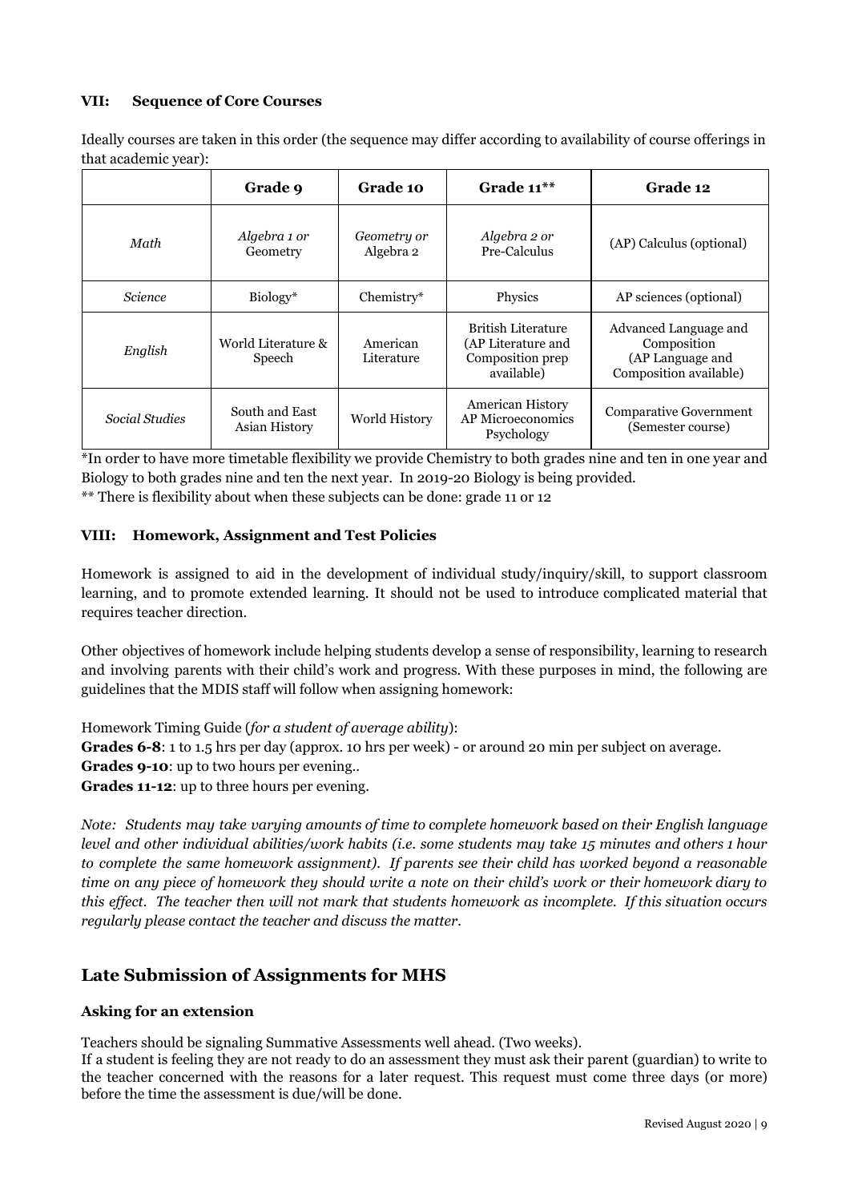### VII: Sequence of Core Courses

Ideally courses are taken in this order (the sequence may differ according to availability of course offerings in that academic year):

| | **Grade 9** | **Grade 10** | **Grade 11**** | **Grade 12** |
|---|---|---|---|---|
| *Math* | *Algebra 1 or* Geometry | *Geometry or* Algebra 2 | *Algebra 2 or* Pre-Calculus | (AP) Calculus (optional) |
| *Science* | Biology* | Chemistry* | Physics | AP sciences (optional) |
| *English* | World Literature & Speech | American Literature | British Literature (AP Literature and Composition prep available) | Advanced Language and Composition (AP Language and Composition available) |
| *Social Studies* | South and East Asian History | World History | American History AP Microeconomics Psychology | Comparative Government (Semester course) |

*In order to have more timetable flexibility we provide Chemistry to both grades nine and ten in one year and Biology to both grades nine and ten the next year. In 2019-20 Biology is being provided.

** There is flexibility about when these subjects can be done: grade 11 or 12

### VIII: Homework, Assignment and Test Policies

Homework is assigned to aid in the development of individual study/inquiry/skill, to support classroom learning, and to promote extended learning. It should not be used to introduce complicated material that requires teacher direction.

Other objectives of homework include helping students develop a sense of responsibility, learning to research and involving parents with their child's work and progress. With these purposes in mind, the following are guidelines that the MDIS staff will follow when assigning homework:

Homework Timing Guide (*for a student of average ability*):
**Grades 6-8**: 1 to 1.5 hrs per day (approx. 10 hrs per week) - or around 20 min per subject on average.
**Grades 9-10**: up to two hours per evening..
**Grades 11-12**: up to three hours per evening.

*Note: Students may take varying amounts of time to complete homework based on their English language level and other individual abilities/work habits (i.e. some students may take 15 minutes and others 1 hour to complete the same homework assignment). If parents see their child has worked beyond a reasonable time on any piece of homework they should write a note on their child's work or their homework diary to this effect. The teacher then will not mark that students homework as incomplete. If this situation occurs regularly please contact the teacher and discuss the matter.*

## Late Submission of Assignments for MHS

**Asking for an extension**

Teachers should be signaling Summative Assessments well ahead. (Two weeks).
If a student is feeling they are not ready to do an assessment they must ask their parent (guardian) to write to the teacher concerned with the reasons for a later request. This request must come three days (or more) before the time the assessment is due/will be done.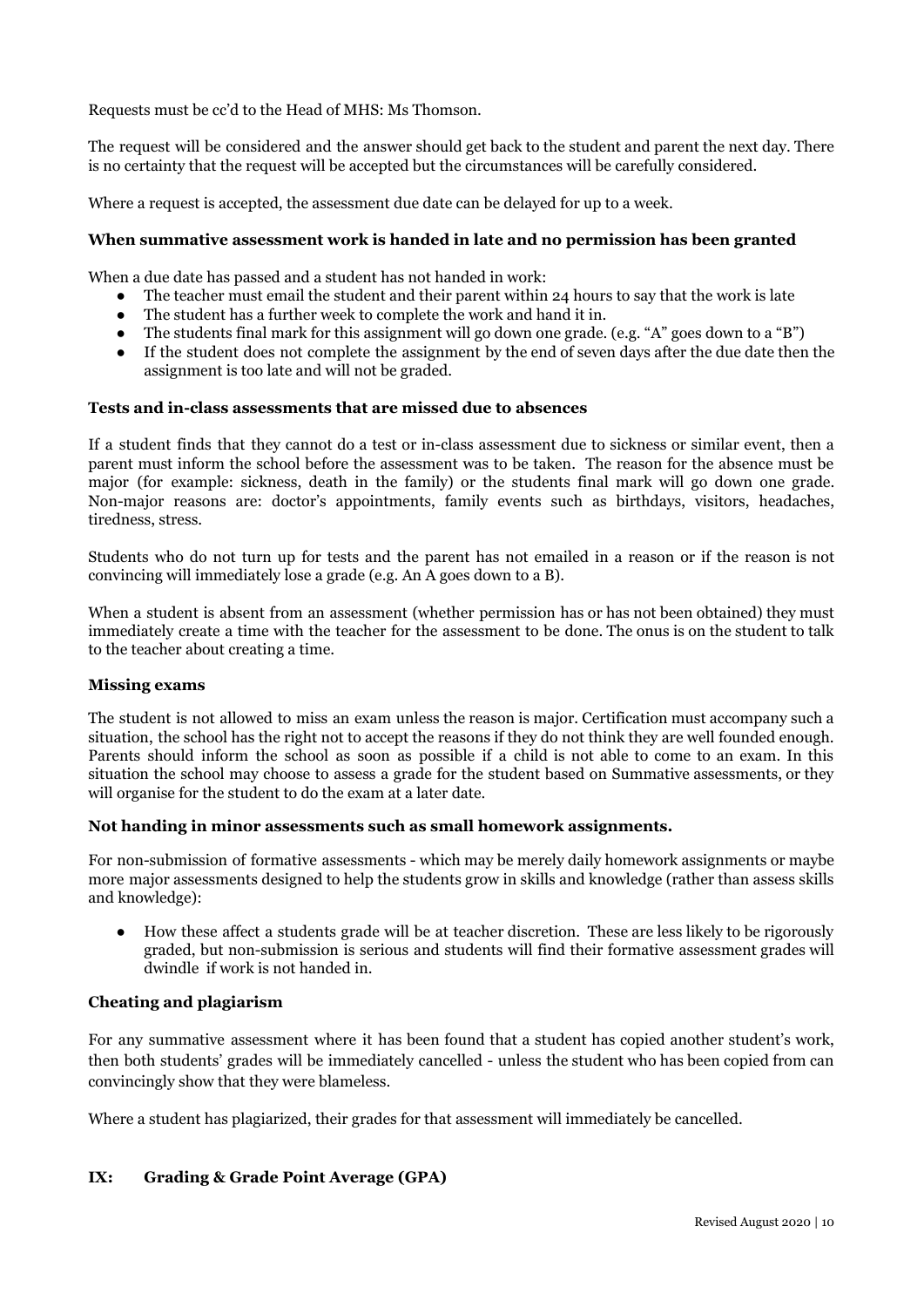Requests must be cc'd to the Head of MHS: Ms Thomson.

The request will be considered and the answer should get back to the student and parent the next day. There is no certainty that the request will be accepted but the circumstances will be carefully considered.

Where a request is accepted, the assessment due date can be delayed for up to a week.

**When summative assessment work is handed in late and no permission has been granted**

When a due date has passed and a student has not handed in work:

- The teacher must email the student and their parent within 24 hours to say that the work is late
- The student has a further week to complete the work and hand it in.
- The students final mark for this assignment will go down one grade. (e.g. "A" goes down to a "B")
- If the student does not complete the assignment by the end of seven days after the due date then the assignment is too late and will not be graded.

**Tests and in-class assessments that are missed due to absences**

If a student finds that they cannot do a test or in-class assessment due to sickness or similar event, then a parent must inform the school before the assessment was to be taken. The reason for the absence must be major (for example: sickness, death in the family) or the students final mark will go down one grade. Non-major reasons are: doctor's appointments, family events such as birthdays, visitors, headaches, tiredness, stress.

Students who do not turn up for tests and the parent has not emailed in a reason or if the reason is not convincing will immediately lose a grade (e.g. An A goes down to a B).

When a student is absent from an assessment (whether permission has or has not been obtained) they must immediately create a time with the teacher for the assessment to be done. The onus is on the student to talk to the teacher about creating a time.

**Missing exams**

The student is not allowed to miss an exam unless the reason is major. Certification must accompany such a situation, the school has the right not to accept the reasons if they do not think they are well founded enough. Parents should inform the school as soon as possible if a child is not able to come to an exam. In this situation the school may choose to assess a grade for the student based on Summative assessments, or they will organise for the student to do the exam at a later date.

**Not handing in minor assessments such as small homework assignments.**

For non-submission of formative assessments - which may be merely daily homework assignments or maybe more major assessments designed to help the students grow in skills and knowledge (rather than assess skills and knowledge):

- How these affect a students grade will be at teacher discretion. These are less likely to be rigorously graded, but non-submission is serious and students will find their formative assessment grades will dwindle if work is not handed in.

**Cheating and plagiarism**

For any summative assessment where it has been found that a student has copied another student's work, then both students' grades will be immediately cancelled - unless the student who has been copied from can convincingly show that they were blameless.

Where a student has plagiarized, their grades for that assessment will immediately be cancelled.

## IX: Grading & Grade Point Average (GPA)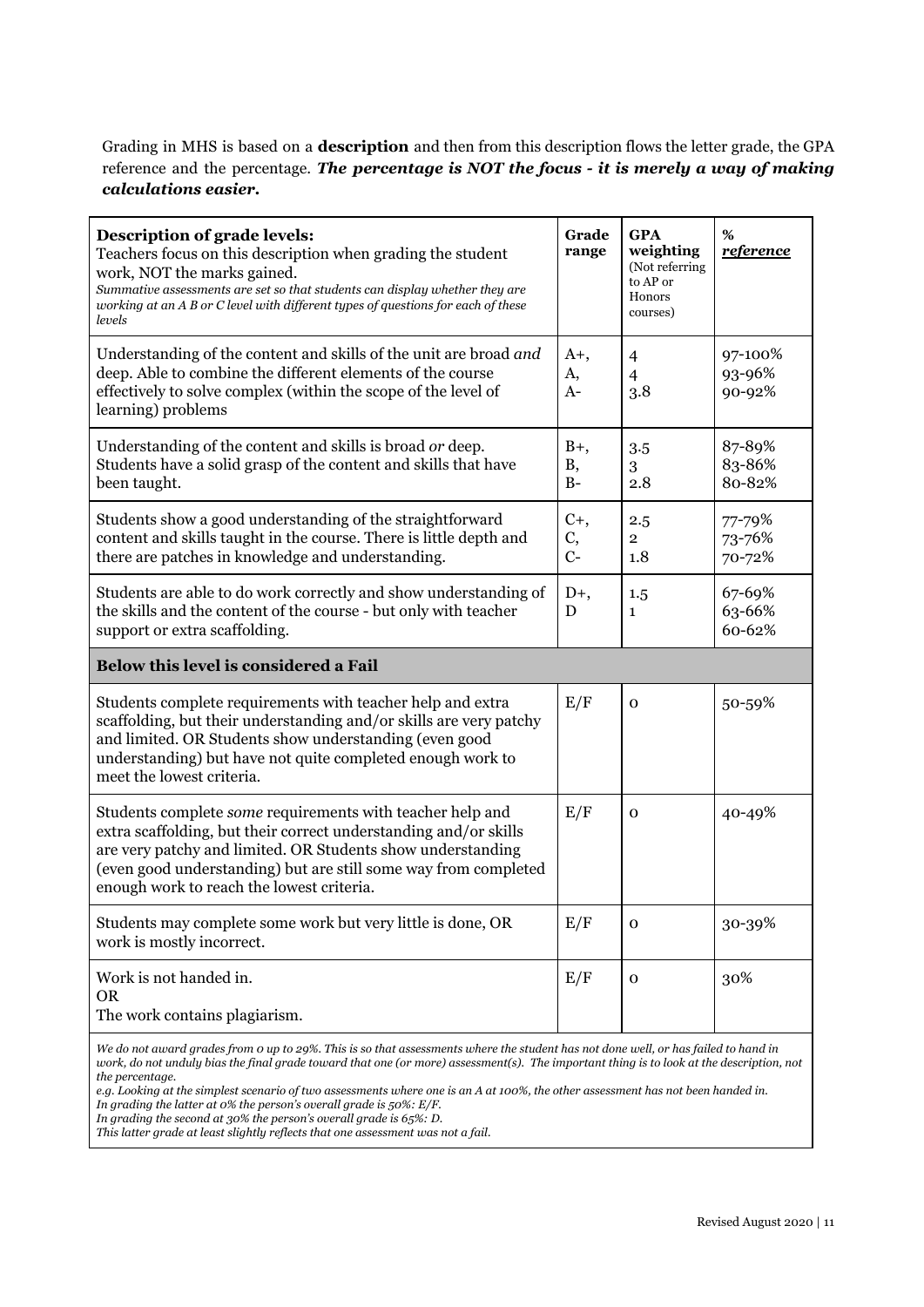Grading in MHS is based on a **description** and then from this description flows the letter grade, the GPA reference and the percentage. ***The percentage is NOT the focus - it is merely a way of making calculations easier.***

| **Description of grade levels:** Teachers focus on this description when grading the student work, NOT the marks gained. *Summative assessments are set so that students can display whether they are working at an A B or C level with different types of questions for each of these levels* | **Grade range** | **GPA weighting** (Not referring to AP or Honors courses) | **%** ***reference*** |
|---|---|---|---|
| Understanding of the content and skills of the unit are broad *and* deep. Able to combine the different elements of the course effectively to solve complex (within the scope of the level of learning) problems | A+, A, A- | 4 4 3.8 | 97-100% 93-96% 90-92% |
| Understanding of the content and skills is broad *or* deep. Students have a solid grasp of the content and skills that have been taught. | B+, B, B- | 3.5 3 2.8 | 87-89% 83-86% 80-82% |
| Students show a good understanding of the straightforward content and skills taught in the course. There is little depth and there are patches in knowledge and understanding. | C+, C, C- | 2.5 2 1.8 | 77-79% 73-76% 70-72% |
| Students are able to do work correctly and show understanding of the skills and the content of the course - but only with teacher support or extra scaffolding. | D+, D | 1.5 1 | 67-69% 63-66% 60-62% |
| **Below this level is considered a Fail** | | | |
| Students complete requirements with teacher help and extra scaffolding, but their understanding and/or skills are very patchy and limited. OR Students show understanding (even good understanding) but have not quite completed enough work to meet the lowest criteria. | E/F | 0 | 50-59% |
| Students complete *some* requirements with teacher help and extra scaffolding, but their correct understanding and/or skills are very patchy and limited. OR Students show understanding (even good understanding) but are still some way from completed enough work to reach the lowest criteria. | E/F | 0 | 40-49% |
| Students may complete some work but very little is done, OR work is mostly incorrect. | E/F | 0 | 30-39% |
| Work is not handed in. OR The work contains plagiarism. | E/F | 0 | 30% |

*We do not award grades from 0 up to 29%. This is so that assessments where the student has not done well, or has failed to hand in work, do not unduly bias the final grade toward that one (or more) assessment(s). The important thing is to look at the description, not the percentage.*

*e.g. Looking at the simplest scenario of two assessments where one is an A at 100%, the other assessment has not been handed in.*
*In grading the latter at 0% the person's overall grade is 50%: E/F.*
*In grading the second at 30% the person's overall grade is 65%: D.*
*This latter grade at least slightly reflects that one assessment was not a fail.*

Revised August 2020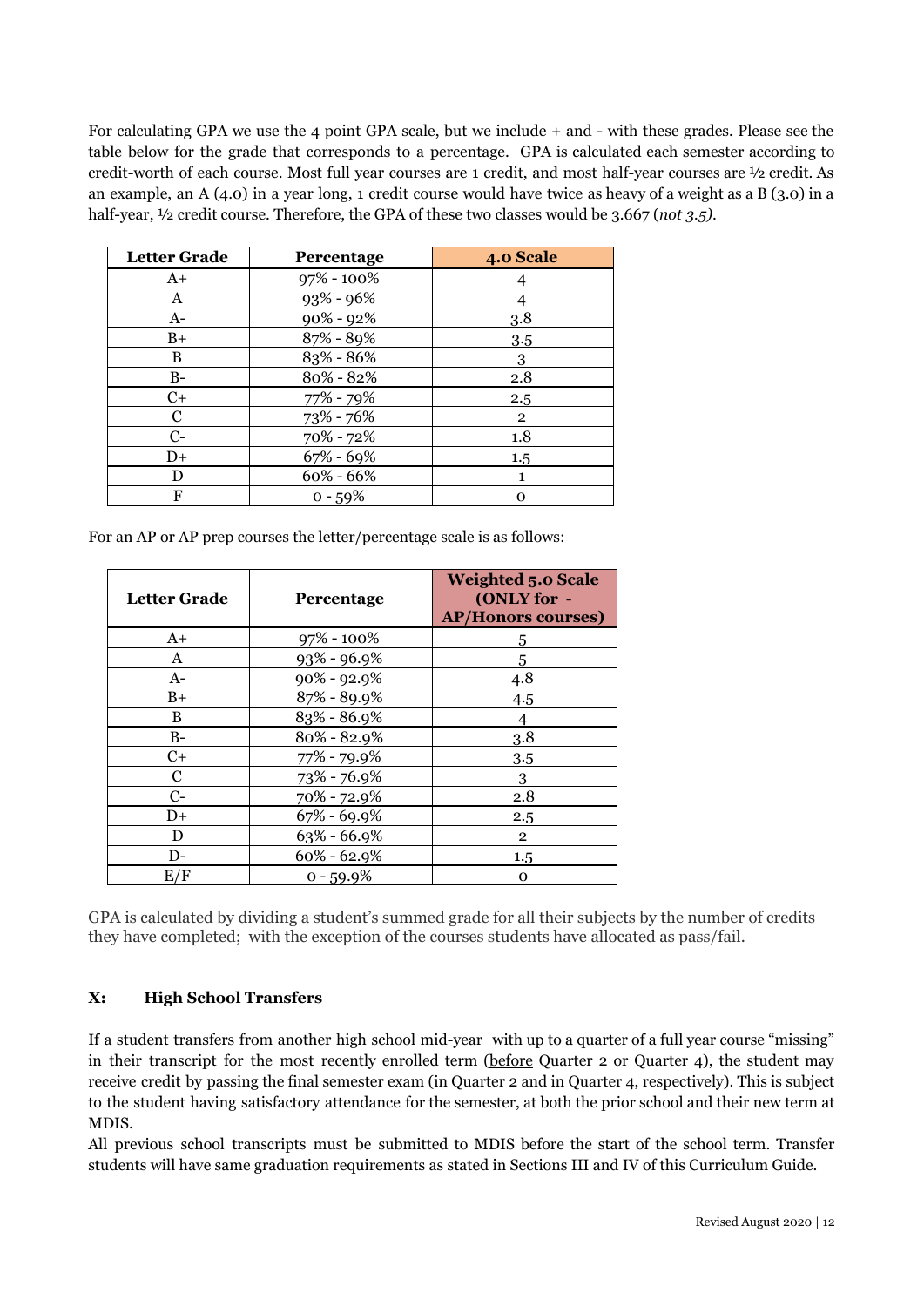For calculating GPA we use the 4 point GPA scale, but we include + and - with these grades. Please see the table below for the grade that corresponds to a percentage. GPA is calculated each semester according to credit-worth of each course. Most full year courses are 1 credit, and most half-year courses are ½ credit. As an example, an A (4.0) in a year long, 1 credit course would have twice as heavy of a weight as a B (3.0) in a half-year, ½ credit course. Therefore, the GPA of these two classes would be 3.667 (*not 3.5)*.

| Letter Grade | Percentage | 4.0 Scale |
|---|---|---|
| A+ | 97% - 100% | 4 |
| A | 93% - 96% | 4 |
| A- | 90% - 92% | 3.8 |
| B+ | 87% - 89% | 3.5 |
| B | 83% - 86% | 3 |
| B- | 80% - 82% | 2.8 |
| C+ | 77% - 79% | 2.5 |
| C | 73% - 76% | 2 |
| C- | 70% - 72% | 1.8 |
| D+ | 67% - 69% | 1.5 |
| D | 60% - 66% | 1 |
| F | 0 - 59% | 0 |

For an AP or AP prep courses the letter/percentage scale is as follows:

| Letter Grade | Percentage | Weighted 5.0 Scale (ONLY for - AP/Honors courses) |
|---|---|---|
| A+ | 97% - 100% | 5 |
| A | 93% - 96.9% | 5 |
| A- | 90% - 92.9% | 4.8 |
| B+ | 87% - 89.9% | 4.5 |
| B | 83% - 86.9% | 4 |
| B- | 80% - 82.9% | 3.8 |
| C+ | 77% - 79.9% | 3.5 |
| C | 73% - 76.9% | 3 |
| C- | 70% - 72.9% | 2.8 |
| D+ | 67% - 69.9% | 2.5 |
| D | 63% - 66.9% | 2 |
| D- | 60% - 62.9% | 1.5 |
| E/F | 0 - 59.9% | 0 |

GPA is calculated by dividing a student's summed grade for all their subjects by the number of credits they have completed; with the exception of the courses students have allocated as pass/fail.

### X: High School Transfers

If a student transfers from another high school mid-year with up to a quarter of a full year course "missing" in their transcript for the most recently enrolled term (before Quarter 2 or Quarter 4), the student may receive credit by passing the final semester exam (in Quarter 2 and in Quarter 4, respectively). This is subject to the student having satisfactory attendance for the semester, at both the prior school and their new term at MDIS.

All previous school transcripts must be submitted to MDIS before the start of the school term. Transfer students will have same graduation requirements as stated in Sections III and IV of this Curriculum Guide.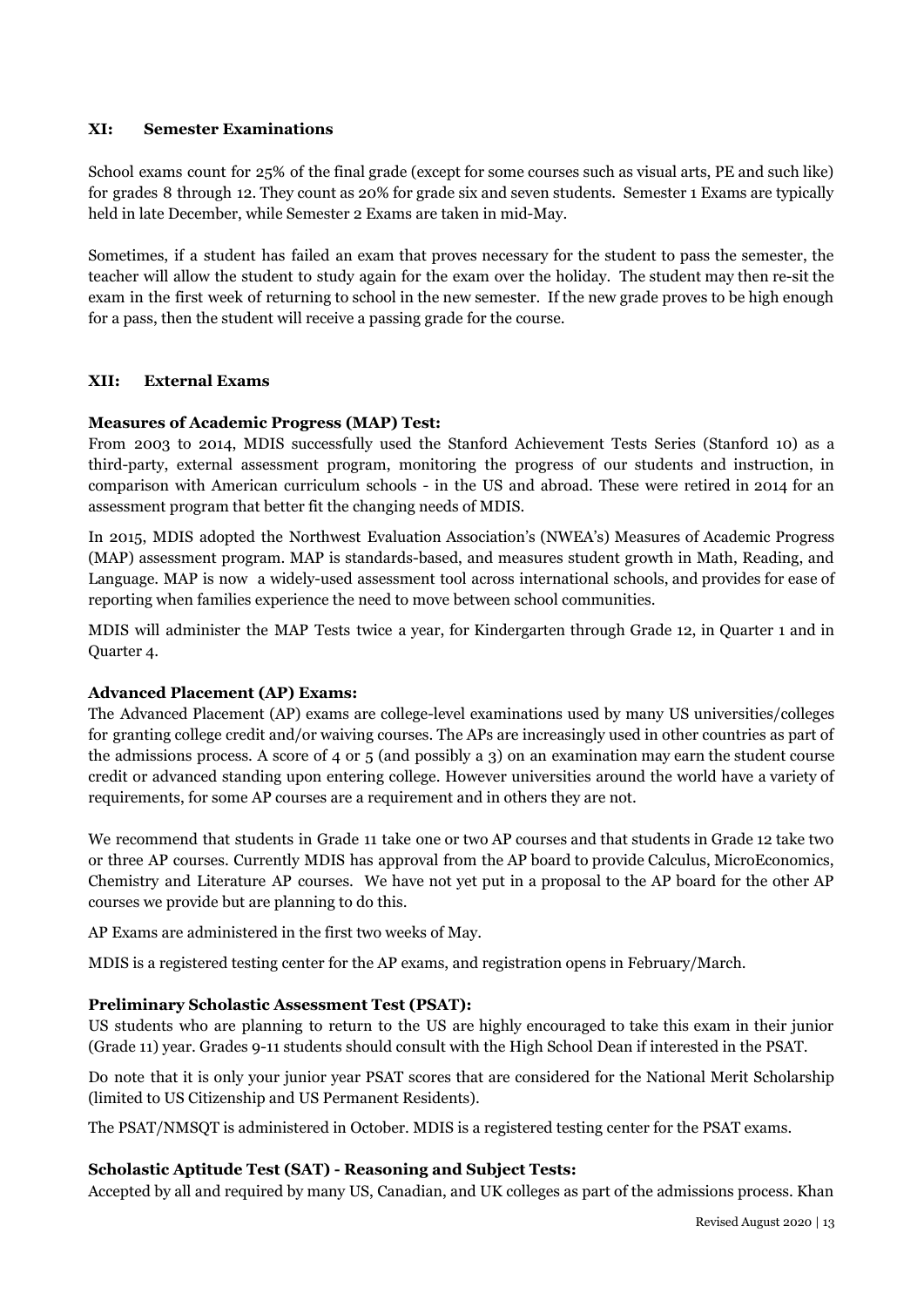## XI: Semester Examinations

School exams count for 25% of the final grade (except for some courses such as visual arts, PE and such like) for grades 8 through 12. They count as 20% for grade six and seven students. Semester 1 Exams are typically held in late December, while Semester 2 Exams are taken in mid-May.

Sometimes, if a student has failed an exam that proves necessary for the student to pass the semester, the teacher will allow the student to study again for the exam over the holiday. The student may then re-sit the exam in the first week of returning to school in the new semester. If the new grade proves to be high enough for a pass, then the student will receive a passing grade for the course.

## XII: External Exams

### Measures of Academic Progress (MAP) Test:

From 2003 to 2014, MDIS successfully used the Stanford Achievement Tests Series (Stanford 10) as a third-party, external assessment program, monitoring the progress of our students and instruction, in comparison with American curriculum schools - in the US and abroad. These were retired in 2014 for an assessment program that better fit the changing needs of MDIS.

In 2015, MDIS adopted the Northwest Evaluation Association's (NWEA's) Measures of Academic Progress (MAP) assessment program. MAP is standards-based, and measures student growth in Math, Reading, and Language. MAP is now a widely-used assessment tool across international schools, and provides for ease of reporting when families experience the need to move between school communities.

MDIS will administer the MAP Tests twice a year, for Kindergarten through Grade 12, in Quarter 1 and in Quarter 4.

### Advanced Placement (AP) Exams:

The Advanced Placement (AP) exams are college-level examinations used by many US universities/colleges for granting college credit and/or waiving courses. The APs are increasingly used in other countries as part of the admissions process. A score of 4 or 5 (and possibly a 3) on an examination may earn the student course credit or advanced standing upon entering college. However universities around the world have a variety of requirements, for some AP courses are a requirement and in others they are not.

We recommend that students in Grade 11 take one or two AP courses and that students in Grade 12 take two or three AP courses. Currently MDIS has approval from the AP board to provide Calculus, MicroEconomics, Chemistry and Literature AP courses. We have not yet put in a proposal to the AP board for the other AP courses we provide but are planning to do this.

AP Exams are administered in the first two weeks of May.

MDIS is a registered testing center for the AP exams, and registration opens in February/March.

### Preliminary Scholastic Assessment Test (PSAT):

US students who are planning to return to the US are highly encouraged to take this exam in their junior (Grade 11) year. Grades 9-11 students should consult with the High School Dean if interested in the PSAT.

Do note that it is only your junior year PSAT scores that are considered for the National Merit Scholarship (limited to US Citizenship and US Permanent Residents).

The PSAT/NMSQT is administered in October. MDIS is a registered testing center for the PSAT exams.

### Scholastic Aptitude Test (SAT) - Reasoning and Subject Tests:

Accepted by all and required by many US, Canadian, and UK colleges as part of the admissions process. Khan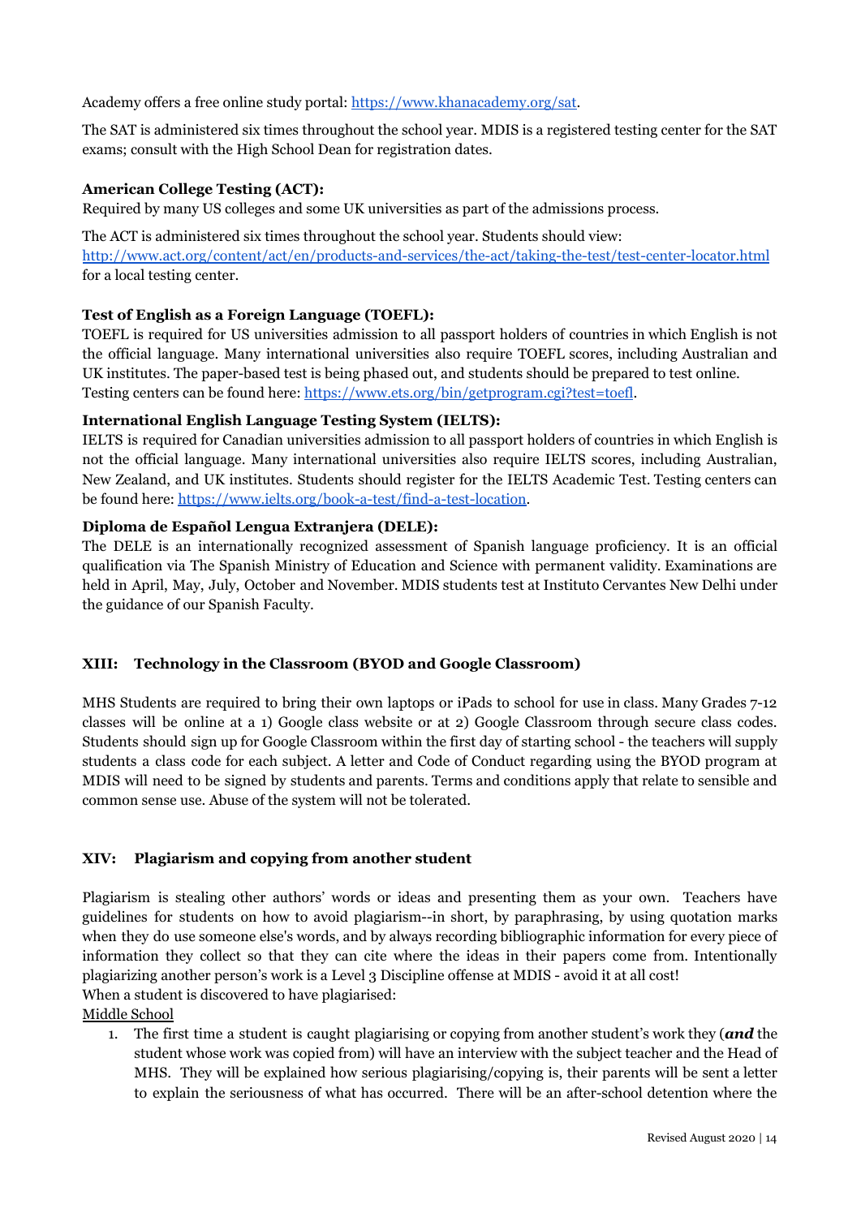Academy offers a free online study portal: https://www.khanacademy.org/sat.

The SAT is administered six times throughout the school year. MDIS is a registered testing center for the SAT exams; consult with the High School Dean for registration dates.

**American College Testing (ACT):**
Required by many US colleges and some UK universities as part of the admissions process.

The ACT is administered six times throughout the school year. Students should view: http://www.act.org/content/act/en/products-and-services/the-act/taking-the-test/test-center-locator.html for a local testing center.

**Test of English as a Foreign Language (TOEFL):**
TOEFL is required for US universities admission to all passport holders of countries in which English is not the official language. Many international universities also require TOEFL scores, including Australian and UK institutes. The paper-based test is being phased out, and students should be prepared to test online. Testing centers can be found here: https://www.ets.org/bin/getprogram.cgi?test=toefl.

**International English Language Testing System (IELTS):**
IELTS is required for Canadian universities admission to all passport holders of countries in which English is not the official language. Many international universities also require IELTS scores, including Australian, New Zealand, and UK institutes. Students should register for the IELTS Academic Test. Testing centers can be found here: https://www.ielts.org/book-a-test/find-a-test-location.

**Diploma de Español Lengua Extranjera (DELE):**
The DELE is an internationally recognized assessment of Spanish language proficiency. It is an official qualification via The Spanish Ministry of Education and Science with permanent validity. Examinations are held in April, May, July, October and November. MDIS students test at Instituto Cervantes New Delhi under the guidance of our Spanish Faculty.

## XIII: Technology in the Classroom (BYOD and Google Classroom)

MHS Students are required to bring their own laptops or iPads to school for use in class. Many Grades 7-12 classes will be online at a 1) Google class website or at 2) Google Classroom through secure class codes. Students should sign up for Google Classroom within the first day of starting school - the teachers will supply students a class code for each subject. A letter and Code of Conduct regarding using the BYOD program at MDIS will need to be signed by students and parents. Terms and conditions apply that relate to sensible and common sense use. Abuse of the system will not be tolerated.

## XIV: Plagiarism and copying from another student

Plagiarism is stealing other authors' words or ideas and presenting them as your own. Teachers have guidelines for students on how to avoid plagiarism--in short, by paraphrasing, by using quotation marks when they do use someone else's words, and by always recording bibliographic information for every piece of information they collect so that they can cite where the ideas in their papers come from. Intentionally plagiarizing another person's work is a Level 3 Discipline offense at MDIS - avoid it at all cost!
When a student is discovered to have plagiarised:

Middle School

1. The first time a student is caught plagiarising or copying from another student's work they (***and*** the student whose work was copied from) will have an interview with the subject teacher and the Head of MHS. They will be explained how serious plagiarising/copying is, their parents will be sent a letter to explain the seriousness of what has occurred. There will be an after-school detention where the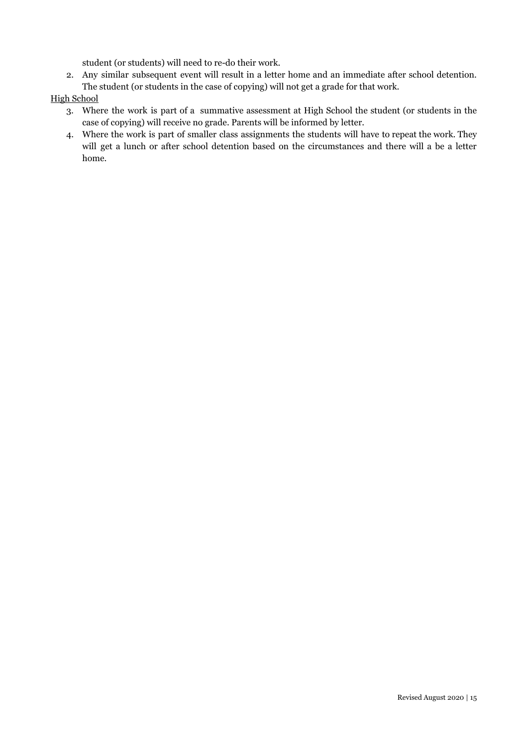student (or students) will need to re-do their work.

2. Any similar subsequent event will result in a letter home and an immediate after school detention. The student (or students in the case of copying) will not get a grade for that work.

<u>High School</u>

3. Where the work is part of a summative assessment at High School the student (or students in the case of copying) will receive no grade. Parents will be informed by letter.
4. Where the work is part of smaller class assignments the students will have to repeat the work. They will get a lunch or after school detention based on the circumstances and there will a be a letter home.